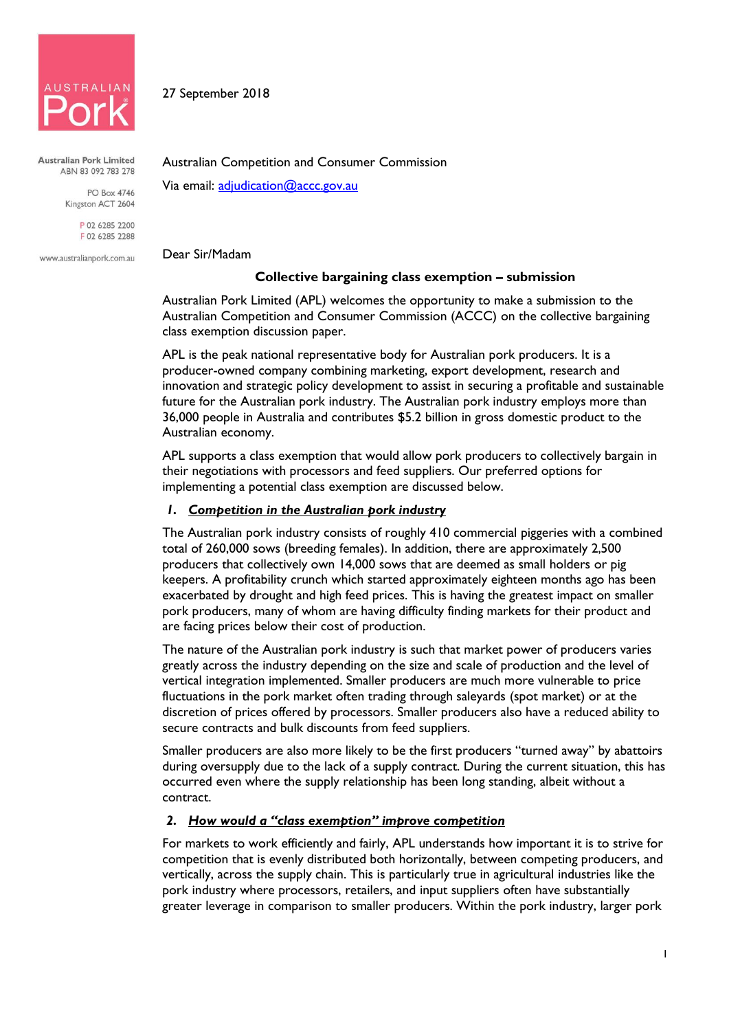AUSTRALIAN Pork

Australian Pork Limited
ABN 83 092 783 278

PO Box 4746
Kingston ACT 2604

P 02 6285 2200
F 02 6285 2288

www.australianpork.com.au

27 September 2018

Australian Competition and Consumer Commission

Via email: adjudication@accc.gov.au

Dear Sir/Madam

**Collective bargaining class exemption – submission**

Australian Pork Limited (APL) welcomes the opportunity to make a submission to the Australian Competition and Consumer Commission (ACCC) on the collective bargaining class exemption discussion paper.

APL is the peak national representative body for Australian pork producers. It is a producer-owned company combining marketing, export development, research and innovation and strategic policy development to assist in securing a profitable and sustainable future for the Australian pork industry. The Australian pork industry employs more than 36,000 people in Australia and contributes $5.2 billion in gross domestic product to the Australian economy.

APL supports a class exemption that would allow pork producers to collectively bargain in their negotiations with processors and feed suppliers. Our preferred options for implementing a potential class exemption are discussed below.

## 1. *Competition in the Australian pork industry*

The Australian pork industry consists of roughly 410 commercial piggeries with a combined total of 260,000 sows (breeding females). In addition, there are approximately 2,500 producers that collectively own 14,000 sows that are deemed as small holders or pig keepers. A profitability crunch which started approximately eighteen months ago has been exacerbated by drought and high feed prices. This is having the greatest impact on smaller pork producers, many of whom are having difficulty finding markets for their product and are facing prices below their cost of production.

The nature of the Australian pork industry is such that market power of producers varies greatly across the industry depending on the size and scale of production and the level of vertical integration implemented. Smaller producers are much more vulnerable to price fluctuations in the pork market often trading through saleyards (spot market) or at the discretion of prices offered by processors. Smaller producers also have a reduced ability to secure contracts and bulk discounts from feed suppliers.

Smaller producers are also more likely to be the first producers "turned away" by abattoirs during oversupply due to the lack of a supply contract. During the current situation, this has occurred even where the supply relationship has been long standing, albeit without a contract.

## 2. *How would a "class exemption" improve competition*

For markets to work efficiently and fairly, APL understands how important it is to strive for competition that is evenly distributed both horizontally, between competing producers, and vertically, across the supply chain. This is particularly true in agricultural industries like the pork industry where processors, retailers, and input suppliers often have substantially greater leverage in comparison to smaller producers. Within the pork industry, larger pork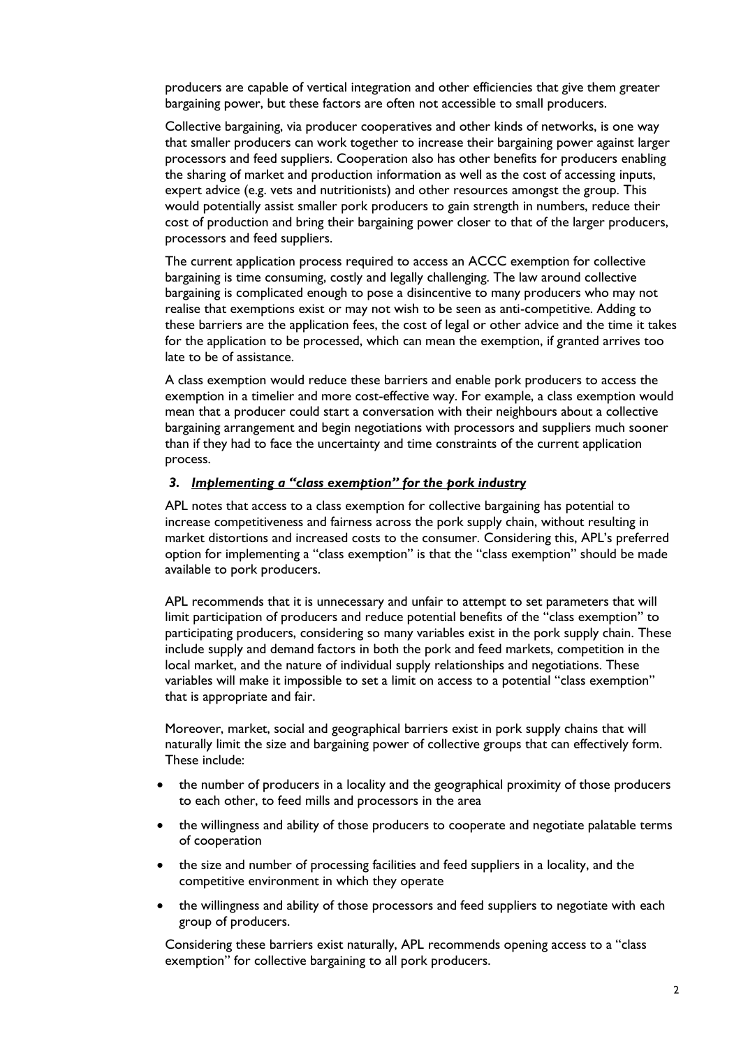producers are capable of vertical integration and other efficiencies that give them greater bargaining power, but these factors are often not accessible to small producers.

Collective bargaining, via producer cooperatives and other kinds of networks, is one way that smaller producers can work together to increase their bargaining power against larger processors and feed suppliers. Cooperation also has other benefits for producers enabling the sharing of market and production information as well as the cost of accessing inputs, expert advice (e.g. vets and nutritionists) and other resources amongst the group. This would potentially assist smaller pork producers to gain strength in numbers, reduce their cost of production and bring their bargaining power closer to that of the larger producers, processors and feed suppliers.

The current application process required to access an ACCC exemption for collective bargaining is time consuming, costly and legally challenging. The law around collective bargaining is complicated enough to pose a disincentive to many producers who may not realise that exemptions exist or may not wish to be seen as anti-competitive. Adding to these barriers are the application fees, the cost of legal or other advice and the time it takes for the application to be processed, which can mean the exemption, if granted arrives too late to be of assistance.

A class exemption would reduce these barriers and enable pork producers to access the exemption in a timelier and more cost-effective way. For example, a class exemption would mean that a producer could start a conversation with their neighbours about a collective bargaining arrangement and begin negotiations with processors and suppliers much sooner than if they had to face the uncertainty and time constraints of the current application process.

### *3. Implementing a "class exemption" for the pork industry*

APL notes that access to a class exemption for collective bargaining has potential to increase competitiveness and fairness across the pork supply chain, without resulting in market distortions and increased costs to the consumer. Considering this, APL's preferred option for implementing a "class exemption" is that the "class exemption" should be made available to pork producers.

APL recommends that it is unnecessary and unfair to attempt to set parameters that will limit participation of producers and reduce potential benefits of the "class exemption" to participating producers, considering so many variables exist in the pork supply chain. These include supply and demand factors in both the pork and feed markets, competition in the local market, and the nature of individual supply relationships and negotiations. These variables will make it impossible to set a limit on access to a potential "class exemption" that is appropriate and fair.

Moreover, market, social and geographical barriers exist in pork supply chains that will naturally limit the size and bargaining power of collective groups that can effectively form. These include:

- the number of producers in a locality and the geographical proximity of those producers to each other, to feed mills and processors in the area
- the willingness and ability of those producers to cooperate and negotiate palatable terms of cooperation
- the size and number of processing facilities and feed suppliers in a locality, and the competitive environment in which they operate
- the willingness and ability of those processors and feed suppliers to negotiate with each group of producers.

Considering these barriers exist naturally, APL recommends opening access to a "class exemption" for collective bargaining to all pork producers.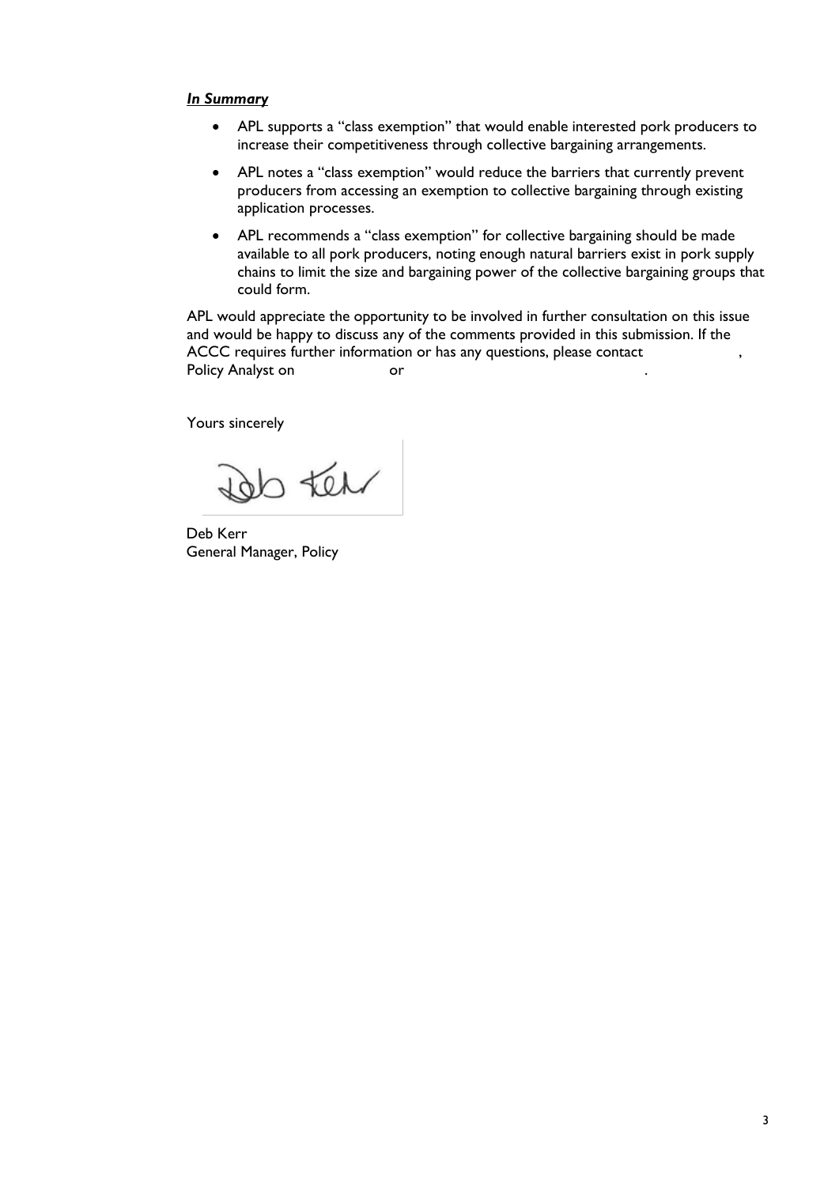***In Summary***

- APL supports a "class exemption" that would enable interested pork producers to increase their competitiveness through collective bargaining arrangements.
- APL notes a "class exemption" would reduce the barriers that currently prevent producers from accessing an exemption to collective bargaining through existing application processes.
- APL recommends a "class exemption" for collective bargaining should be made available to all pork producers, noting enough natural barriers exist in pork supply chains to limit the size and bargaining power of the collective bargaining groups that could form.

APL would appreciate the opportunity to be involved in further consultation on this issue and would be happy to discuss any of the comments provided in this submission. If the ACCC requires further information or has any questions, please contact , Policy Analyst on or .

Yours sincerely

Deb Kerr
General Manager, Policy